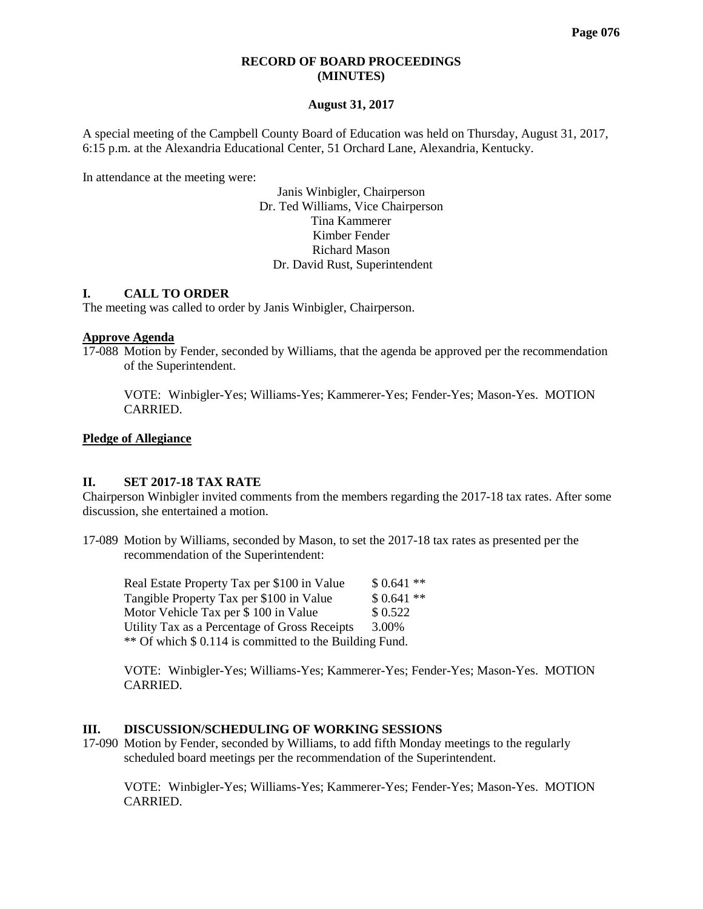**RECORD OF BOARD PROCEEDINGS**
**(MINUTES)**

**August 31, 2017**

A special meeting of the Campbell County Board of Education was held on Thursday, August 31, 2017, 6:15 p.m. at the Alexandria Educational Center, 51 Orchard Lane, Alexandria, Kentucky.

In attendance at the meeting were:

Janis Winbigler, Chairperson
Dr. Ted Williams, Vice Chairperson
Tina Kammerer
Kimber Fender
Richard Mason
Dr. David Rust, Superintendent

## I. CALL TO ORDER

The meeting was called to order by Janis Winbigler, Chairperson.

**Approve Agenda**

17-088 Motion by Fender, seconded by Williams, that the agenda be approved per the recommendation of the Superintendent.

VOTE: Winbigler-Yes; Williams-Yes; Kammerer-Yes; Fender-Yes; Mason-Yes. MOTION CARRIED.

**Pledge of Allegiance**

## II. SET 2017-18 TAX RATE

Chairperson Winbigler invited comments from the members regarding the 2017-18 tax rates. After some discussion, she entertained a motion.

17-089 Motion by Williams, seconded by Mason, to set the 2017-18 tax rates as presented per the recommendation of the Superintendent:

| | |
|---|---|
| Real Estate Property Tax per $100 in Value | $ 0.641 ** |
| Tangible Property Tax per $100 in Value | $ 0.641 ** |
| Motor Vehicle Tax per $ 100 in Value | $ 0.522 |
| Utility Tax as a Percentage of Gross Receipts | 3.00% |

** Of which $ 0.114 is committed to the Building Fund.

VOTE: Winbigler-Yes; Williams-Yes; Kammerer-Yes; Fender-Yes; Mason-Yes. MOTION CARRIED.

## III. DISCUSSION/SCHEDULING OF WORKING SESSIONS

17-090 Motion by Fender, seconded by Williams, to add fifth Monday meetings to the regularly scheduled board meetings per the recommendation of the Superintendent.

VOTE: Winbigler-Yes; Williams-Yes; Kammerer-Yes; Fender-Yes; Mason-Yes. MOTION CARRIED.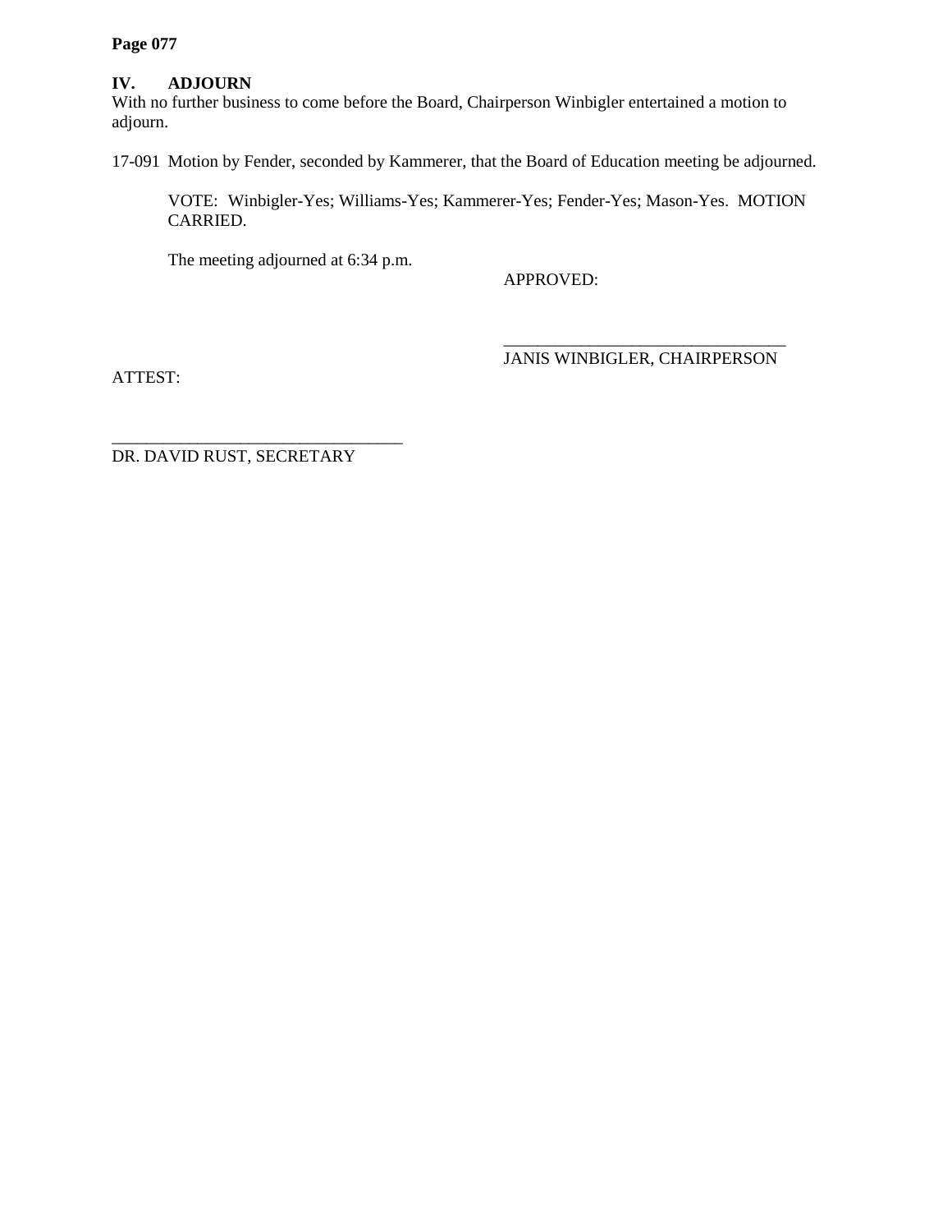## IV. ADJOURN

With no further business to come before the Board, Chairperson Winbigler entertained a motion to adjourn.

17-091 Motion by Fender, seconded by Kammerer, that the Board of Education meeting be adjourned.

VOTE: Winbigler-Yes; Williams-Yes; Kammerer-Yes; Fender-Yes; Mason-Yes. MOTION CARRIED.

The meeting adjourned at 6:34 p.m.

APPROVED:

_________________________________
JANIS WINBIGLER, CHAIRPERSON

ATTEST:

_________________________________
DR. DAVID RUST, SECRETARY